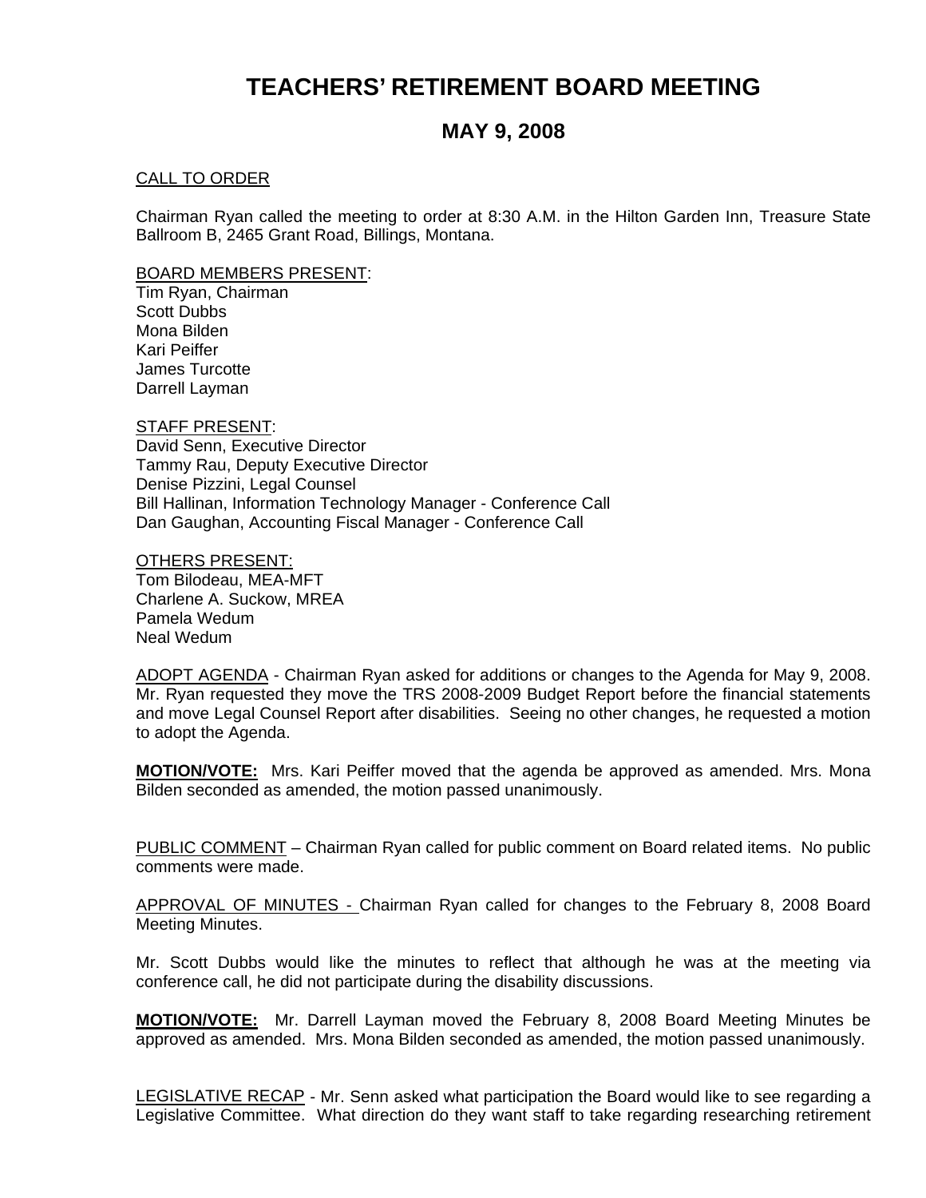# TEACHERS' RETIREMENT BOARD MEETING

## MAY 9, 2008

CALL TO ORDER

Chairman Ryan called the meeting to order at 8:30 A.M. in the Hilton Garden Inn, Treasure State Ballroom B, 2465 Grant Road, Billings, Montana.

BOARD MEMBERS PRESENT:
Tim Ryan, Chairman
Scott Dubbs
Mona Bilden
Kari Peiffer
James Turcotte
Darrell Layman

STAFF PRESENT:
David Senn, Executive Director
Tammy Rau, Deputy Executive Director
Denise Pizzini, Legal Counsel
Bill Hallinan, Information Technology Manager - Conference Call
Dan Gaughan, Accounting Fiscal Manager - Conference Call

OTHERS PRESENT:
Tom Bilodeau, MEA-MFT
Charlene A. Suckow, MREA
Pamela Wedum
Neal Wedum

ADOPT AGENDA - Chairman Ryan asked for additions or changes to the Agenda for May 9, 2008. Mr. Ryan requested they move the TRS 2008-2009 Budget Report before the financial statements and move Legal Counsel Report after disabilities. Seeing no other changes, he requested a motion to adopt the Agenda.

**MOTION/VOTE:** Mrs. Kari Peiffer moved that the agenda be approved as amended. Mrs. Mona Bilden seconded as amended, the motion passed unanimously.

PUBLIC COMMENT – Chairman Ryan called for public comment on Board related items. No public comments were made.

APPROVAL OF MINUTES - Chairman Ryan called for changes to the February 8, 2008 Board Meeting Minutes.

Mr. Scott Dubbs would like the minutes to reflect that although he was at the meeting via conference call, he did not participate during the disability discussions.

**MOTION/VOTE:** Mr. Darrell Layman moved the February 8, 2008 Board Meeting Minutes be approved as amended. Mrs. Mona Bilden seconded as amended, the motion passed unanimously.

LEGISLATIVE RECAP - Mr. Senn asked what participation the Board would like to see regarding a Legislative Committee. What direction do they want staff to take regarding researching retirement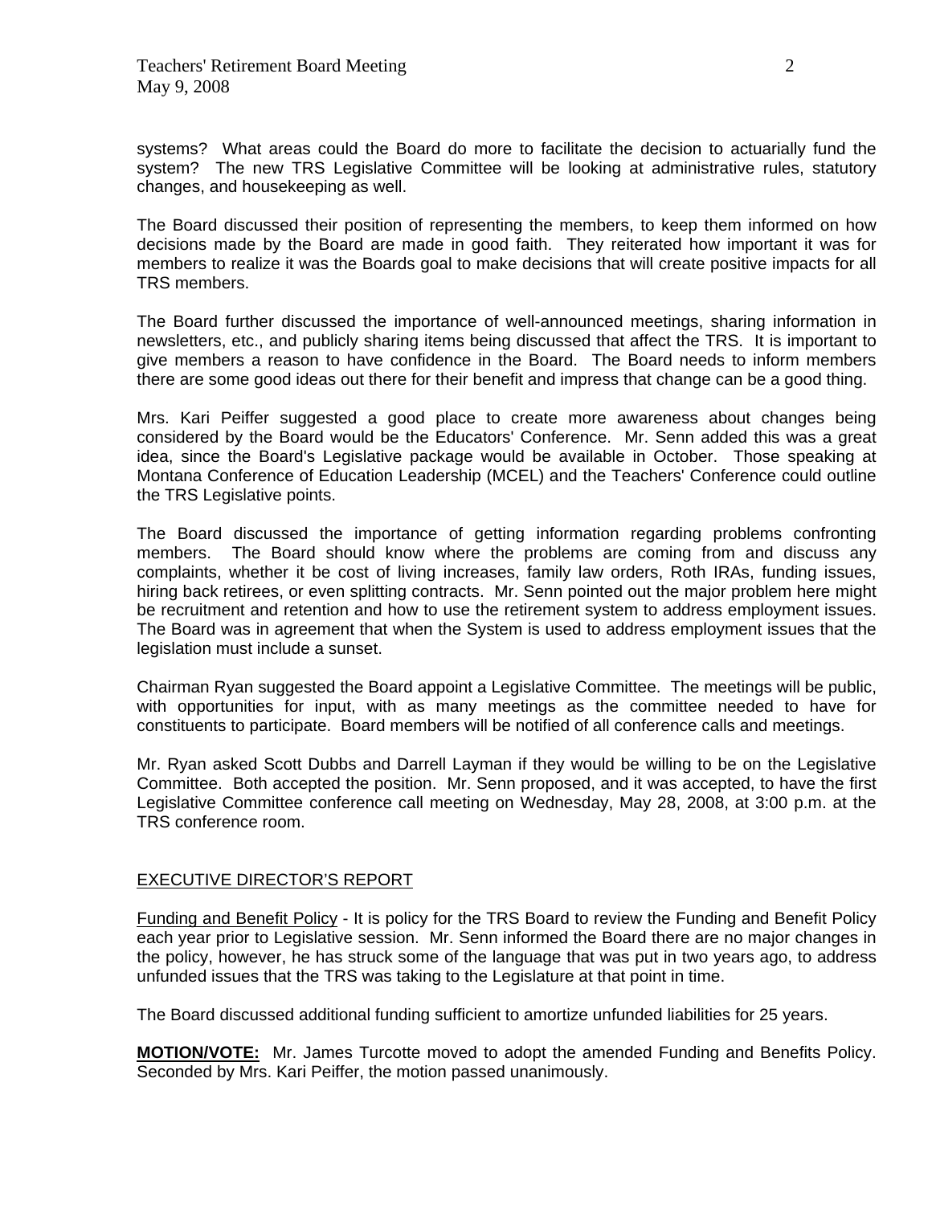systems? What areas could the Board do more to facilitate the decision to actuarially fund the system? The new TRS Legislative Committee will be looking at administrative rules, statutory changes, and housekeeping as well.

The Board discussed their position of representing the members, to keep them informed on how decisions made by the Board are made in good faith. They reiterated how important it was for members to realize it was the Boards goal to make decisions that will create positive impacts for all TRS members.

The Board further discussed the importance of well-announced meetings, sharing information in newsletters, etc., and publicly sharing items being discussed that affect the TRS. It is important to give members a reason to have confidence in the Board. The Board needs to inform members there are some good ideas out there for their benefit and impress that change can be a good thing.

Mrs. Kari Peiffer suggested a good place to create more awareness about changes being considered by the Board would be the Educators' Conference. Mr. Senn added this was a great idea, since the Board's Legislative package would be available in October. Those speaking at Montana Conference of Education Leadership (MCEL) and the Teachers' Conference could outline the TRS Legislative points.

The Board discussed the importance of getting information regarding problems confronting members. The Board should know where the problems are coming from and discuss any complaints, whether it be cost of living increases, family law orders, Roth IRAs, funding issues, hiring back retirees, or even splitting contracts. Mr. Senn pointed out the major problem here might be recruitment and retention and how to use the retirement system to address employment issues. The Board was in agreement that when the System is used to address employment issues that the legislation must include a sunset.

Chairman Ryan suggested the Board appoint a Legislative Committee. The meetings will be public, with opportunities for input, with as many meetings as the committee needed to have for constituents to participate. Board members will be notified of all conference calls and meetings.

Mr. Ryan asked Scott Dubbs and Darrell Layman if they would be willing to be on the Legislative Committee. Both accepted the position. Mr. Senn proposed, and it was accepted, to have the first Legislative Committee conference call meeting on Wednesday, May 28, 2008, at 3:00 p.m. at the TRS conference room.

## EXECUTIVE DIRECTOR'S REPORT

Funding and Benefit Policy - It is policy for the TRS Board to review the Funding and Benefit Policy each year prior to Legislative session. Mr. Senn informed the Board there are no major changes in the policy, however, he has struck some of the language that was put in two years ago, to address unfunded issues that the TRS was taking to the Legislature at that point in time.

The Board discussed additional funding sufficient to amortize unfunded liabilities for 25 years.

**MOTION/VOTE:** Mr. James Turcotte moved to adopt the amended Funding and Benefits Policy. Seconded by Mrs. Kari Peiffer, the motion passed unanimously.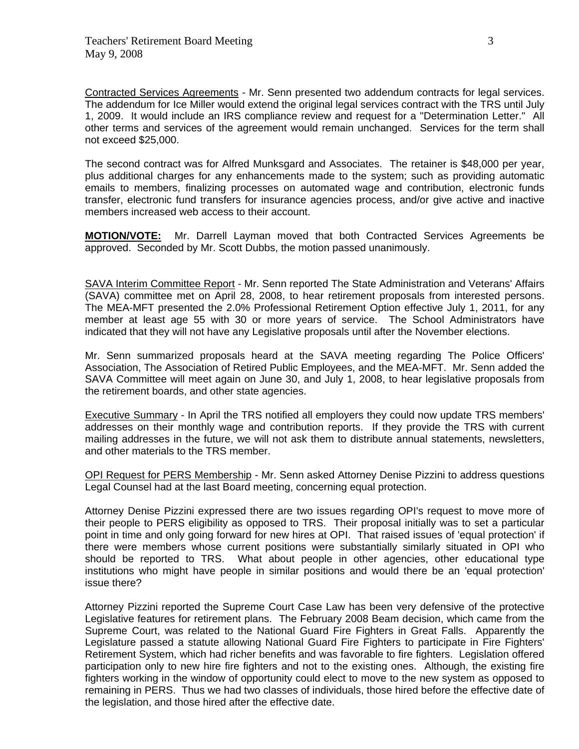Contracted Services Agreements - Mr. Senn presented two addendum contracts for legal services. The addendum for Ice Miller would extend the original legal services contract with the TRS until July 1, 2009. It would include an IRS compliance review and request for a "Determination Letter." All other terms and services of the agreement would remain unchanged. Services for the term shall not exceed $25,000.

The second contract was for Alfred Munksgard and Associates. The retainer is $48,000 per year, plus additional charges for any enhancements made to the system; such as providing automatic emails to members, finalizing processes on automated wage and contribution, electronic funds transfer, electronic fund transfers for insurance agencies process, and/or give active and inactive members increased web access to their account.

**MOTION/VOTE:** Mr. Darrell Layman moved that both Contracted Services Agreements be approved. Seconded by Mr. Scott Dubbs, the motion passed unanimously.

SAVA Interim Committee Report - Mr. Senn reported The State Administration and Veterans' Affairs (SAVA) committee met on April 28, 2008, to hear retirement proposals from interested persons. The MEA-MFT presented the 2.0% Professional Retirement Option effective July 1, 2011, for any member at least age 55 with 30 or more years of service. The School Administrators have indicated that they will not have any Legislative proposals until after the November elections.

Mr. Senn summarized proposals heard at the SAVA meeting regarding The Police Officers' Association, The Association of Retired Public Employees, and the MEA-MFT. Mr. Senn added the SAVA Committee will meet again on June 30, and July 1, 2008, to hear legislative proposals from the retirement boards, and other state agencies.

Executive Summary - In April the TRS notified all employers they could now update TRS members' addresses on their monthly wage and contribution reports. If they provide the TRS with current mailing addresses in the future, we will not ask them to distribute annual statements, newsletters, and other materials to the TRS member.

OPI Request for PERS Membership - Mr. Senn asked Attorney Denise Pizzini to address questions Legal Counsel had at the last Board meeting, concerning equal protection.

Attorney Denise Pizzini expressed there are two issues regarding OPI's request to move more of their people to PERS eligibility as opposed to TRS. Their proposal initially was to set a particular point in time and only going forward for new hires at OPI. That raised issues of 'equal protection' if there were members whose current positions were substantially similarly situated in OPI who should be reported to TRS. What about people in other agencies, other educational type institutions who might have people in similar positions and would there be an 'equal protection' issue there?

Attorney Pizzini reported the Supreme Court Case Law has been very defensive of the protective Legislative features for retirement plans. The February 2008 Beam decision, which came from the Supreme Court, was related to the National Guard Fire Fighters in Great Falls. Apparently the Legislature passed a statute allowing National Guard Fire Fighters to participate in Fire Fighters' Retirement System, which had richer benefits and was favorable to fire fighters. Legislation offered participation only to new hire fire fighters and not to the existing ones. Although, the existing fire fighters working in the window of opportunity could elect to move to the new system as opposed to remaining in PERS. Thus we had two classes of individuals, those hired before the effective date of the legislation, and those hired after the effective date.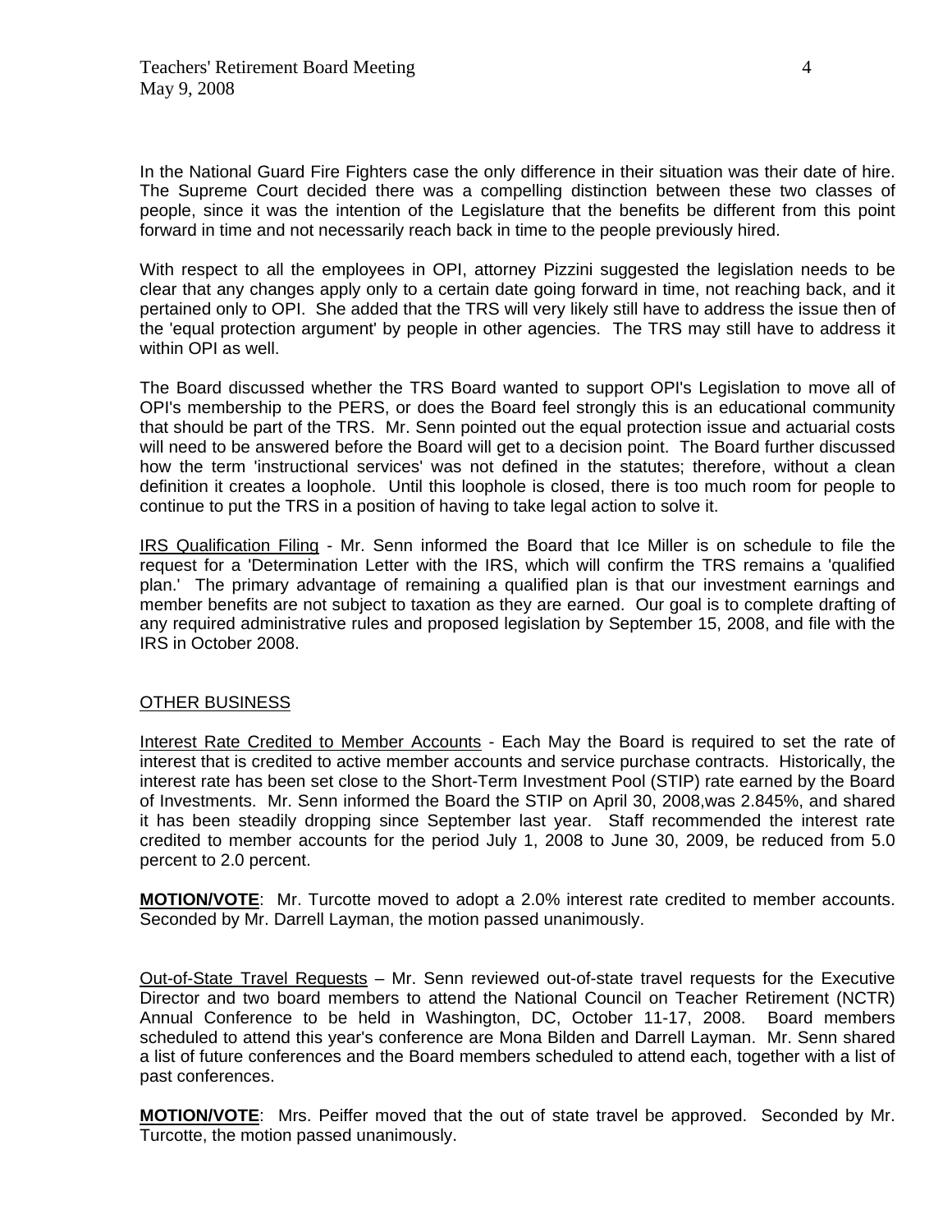In the National Guard Fire Fighters case the only difference in their situation was their date of hire. The Supreme Court decided there was a compelling distinction between these two classes of people, since it was the intention of the Legislature that the benefits be different from this point forward in time and not necessarily reach back in time to the people previously hired.

With respect to all the employees in OPI, attorney Pizzini suggested the legislation needs to be clear that any changes apply only to a certain date going forward in time, not reaching back, and it pertained only to OPI. She added that the TRS will very likely still have to address the issue then of the 'equal protection argument' by people in other agencies. The TRS may still have to address it within OPI as well.

The Board discussed whether the TRS Board wanted to support OPI's Legislation to move all of OPI's membership to the PERS, or does the Board feel strongly this is an educational community that should be part of the TRS. Mr. Senn pointed out the equal protection issue and actuarial costs will need to be answered before the Board will get to a decision point. The Board further discussed how the term 'instructional services' was not defined in the statutes; therefore, without a clean definition it creates a loophole. Until this loophole is closed, there is too much room for people to continue to put the TRS in a position of having to take legal action to solve it.

<u>IRS Qualification Filing</u> - Mr. Senn informed the Board that Ice Miller is on schedule to file the request for a 'Determination Letter with the IRS, which will confirm the TRS remains a 'qualified plan.' The primary advantage of remaining a qualified plan is that our investment earnings and member benefits are not subject to taxation as they are earned. Our goal is to complete drafting of any required administrative rules and proposed legislation by September 15, 2008, and file with the IRS in October 2008.

## OTHER BUSINESS

<u>Interest Rate Credited to Member Accounts</u> - Each May the Board is required to set the rate of interest that is credited to active member accounts and service purchase contracts. Historically, the interest rate has been set close to the Short-Term Investment Pool (STIP) rate earned by the Board of Investments. Mr. Senn informed the Board the STIP on April 30, 2008,was 2.845%, and shared it has been steadily dropping since September last year. Staff recommended the interest rate credited to member accounts for the period July 1, 2008 to June 30, 2009, be reduced from 5.0 percent to 2.0 percent.

**MOTION/VOTE**: Mr. Turcotte moved to adopt a 2.0% interest rate credited to member accounts. Seconded by Mr. Darrell Layman, the motion passed unanimously.

<u>Out-of-State Travel Requests</u> – Mr. Senn reviewed out-of-state travel requests for the Executive Director and two board members to attend the National Council on Teacher Retirement (NCTR) Annual Conference to be held in Washington, DC, October 11-17, 2008. Board members scheduled to attend this year's conference are Mona Bilden and Darrell Layman. Mr. Senn shared a list of future conferences and the Board members scheduled to attend each, together with a list of past conferences.

**MOTION/VOTE**: Mrs. Peiffer moved that the out of state travel be approved. Seconded by Mr. Turcotte, the motion passed unanimously.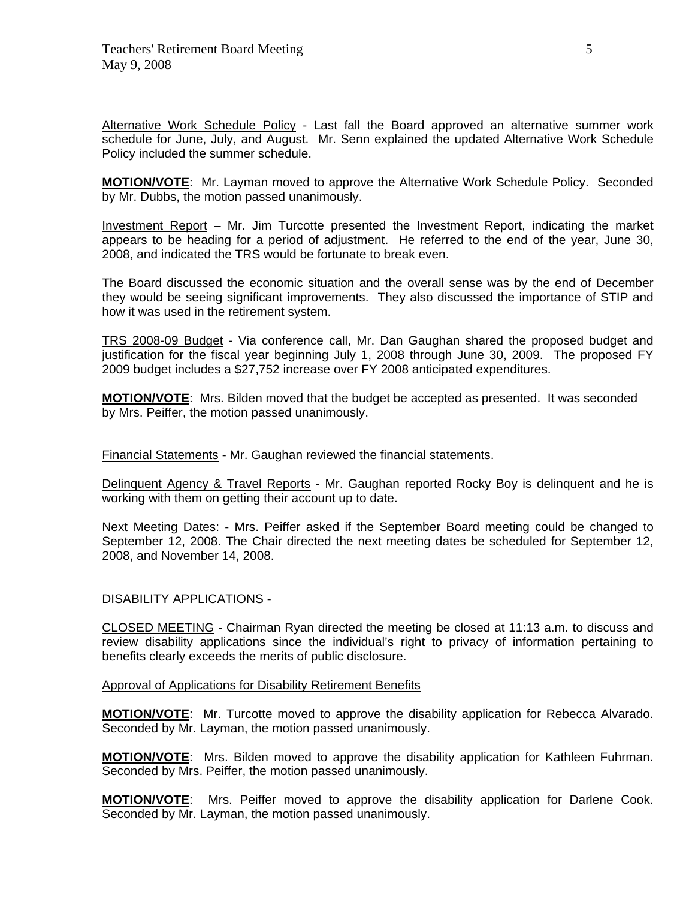Alternative Work Schedule Policy - Last fall the Board approved an alternative summer work schedule for June, July, and August. Mr. Senn explained the updated Alternative Work Schedule Policy included the summer schedule.

**MOTION/VOTE**: Mr. Layman moved to approve the Alternative Work Schedule Policy. Seconded by Mr. Dubbs, the motion passed unanimously.

Investment Report – Mr. Jim Turcotte presented the Investment Report, indicating the market appears to be heading for a period of adjustment. He referred to the end of the year, June 30, 2008, and indicated the TRS would be fortunate to break even.

The Board discussed the economic situation and the overall sense was by the end of December they would be seeing significant improvements. They also discussed the importance of STIP and how it was used in the retirement system.

TRS 2008-09 Budget - Via conference call, Mr. Dan Gaughan shared the proposed budget and justification for the fiscal year beginning July 1, 2008 through June 30, 2009. The proposed FY 2009 budget includes a $27,752 increase over FY 2008 anticipated expenditures.

**MOTION/VOTE**: Mrs. Bilden moved that the budget be accepted as presented. It was seconded by Mrs. Peiffer, the motion passed unanimously.

Financial Statements - Mr. Gaughan reviewed the financial statements.

Delinquent Agency & Travel Reports - Mr. Gaughan reported Rocky Boy is delinquent and he is working with them on getting their account up to date.

Next Meeting Dates: - Mrs. Peiffer asked if the September Board meeting could be changed to September 12, 2008. The Chair directed the next meeting dates be scheduled for September 12, 2008, and November 14, 2008.

DISABILITY APPLICATIONS -

CLOSED MEETING - Chairman Ryan directed the meeting be closed at 11:13 a.m. to discuss and review disability applications since the individual's right to privacy of information pertaining to benefits clearly exceeds the merits of public disclosure.

Approval of Applications for Disability Retirement Benefits

**MOTION/VOTE**: Mr. Turcotte moved to approve the disability application for Rebecca Alvarado. Seconded by Mr. Layman, the motion passed unanimously.

**MOTION/VOTE**: Mrs. Bilden moved to approve the disability application for Kathleen Fuhrman. Seconded by Mrs. Peiffer, the motion passed unanimously.

**MOTION/VOTE**: Mrs. Peiffer moved to approve the disability application for Darlene Cook. Seconded by Mr. Layman, the motion passed unanimously.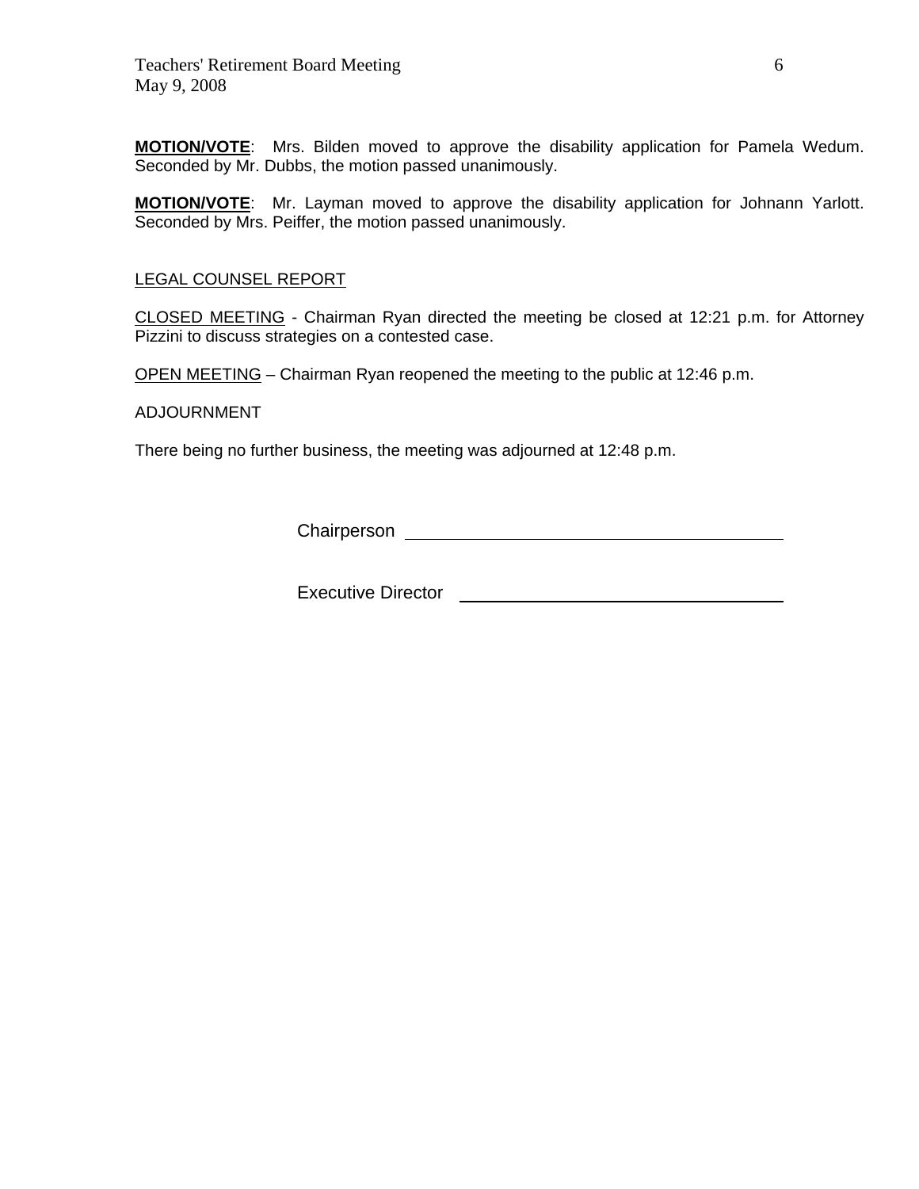**MOTION/VOTE**: Mrs. Bilden moved to approve the disability application for Pamela Wedum. Seconded by Mr. Dubbs, the motion passed unanimously.

**MOTION/VOTE**: Mr. Layman moved to approve the disability application for Johnann Yarlott. Seconded by Mrs. Peiffer, the motion passed unanimously.

LEGAL COUNSEL REPORT

CLOSED MEETING - Chairman Ryan directed the meeting be closed at 12:21 p.m. for Attorney Pizzini to discuss strategies on a contested case.

OPEN MEETING – Chairman Ryan reopened the meeting to the public at 12:46 p.m.

ADJOURNMENT

There being no further business, the meeting was adjourned at 12:48 p.m.

Chairperson ______________________________

Executive Director ______________________________